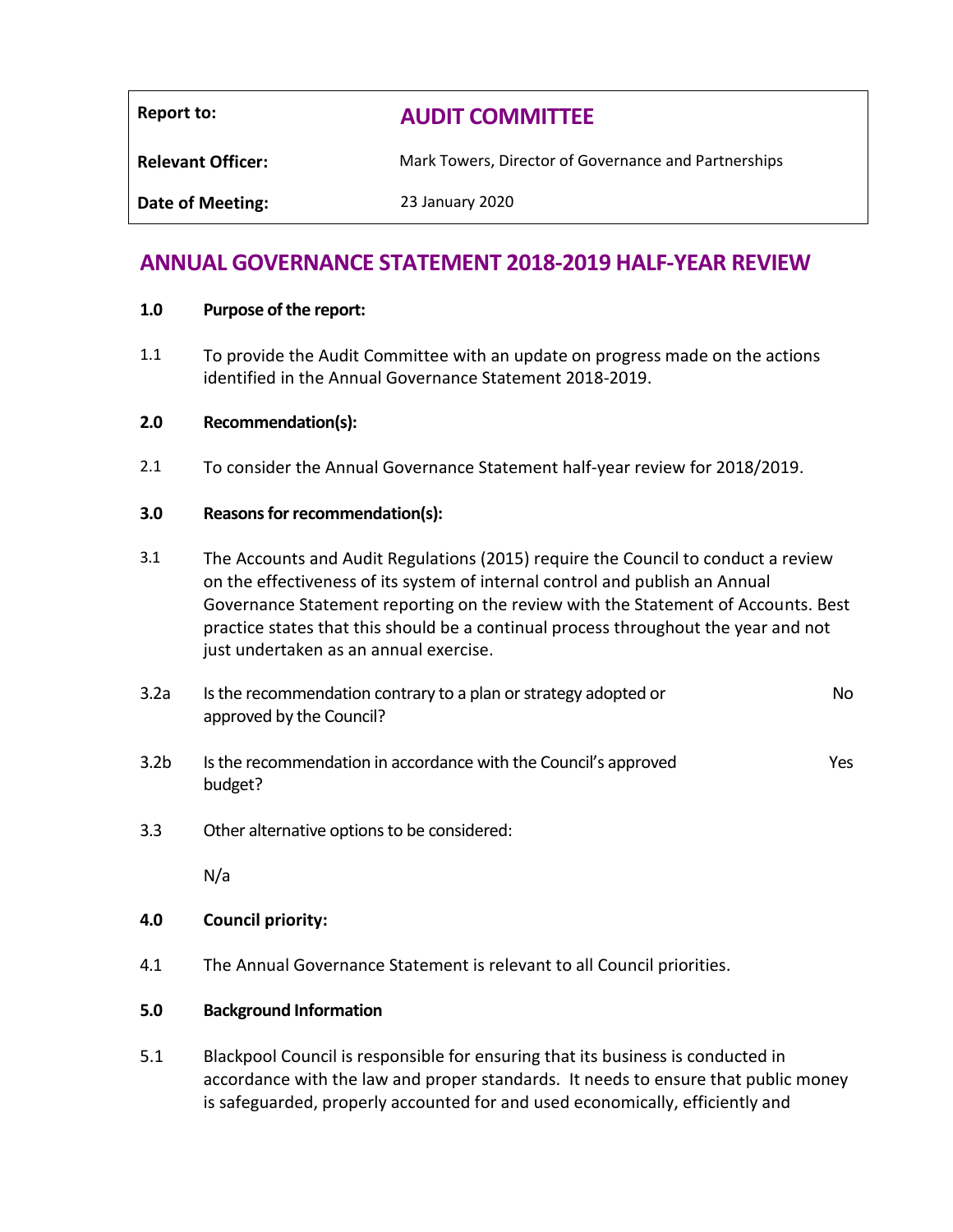| Report to: | **AUDIT COMMITTEE** |
| --- | --- |
| **Relevant Officer:** | Mark Towers, Director of Governance and Partnerships |
| **Date of Meeting:** | 23 January 2020 |

# ANNUAL GOVERNANCE STATEMENT 2018-2019 HALF-YEAR REVIEW

**1.0 Purpose of the report:**

1.1 To provide the Audit Committee with an update on progress made on the actions identified in the Annual Governance Statement 2018-2019.

**2.0 Recommendation(s):**

2.1 To consider the Annual Governance Statement half-year review for 2018/2019.

**3.0 Reasons for recommendation(s):**

3.1 The Accounts and Audit Regulations (2015) require the Council to conduct a review on the effectiveness of its system of internal control and publish an Annual Governance Statement reporting on the review with the Statement of Accounts. Best practice states that this should be a continual process throughout the year and not just undertaken as an annual exercise.

3.2a Is the recommendation contrary to a plan or strategy adopted or approved by the Council? No

3.2b Is the recommendation in accordance with the Council's approved budget? Yes

3.3 Other alternative options to be considered:

N/a

**4.0 Council priority:**

4.1 The Annual Governance Statement is relevant to all Council priorities.

**5.0 Background Information**

5.1 Blackpool Council is responsible for ensuring that its business is conducted in accordance with the law and proper standards. It needs to ensure that public money is safeguarded, properly accounted for and used economically, efficiently and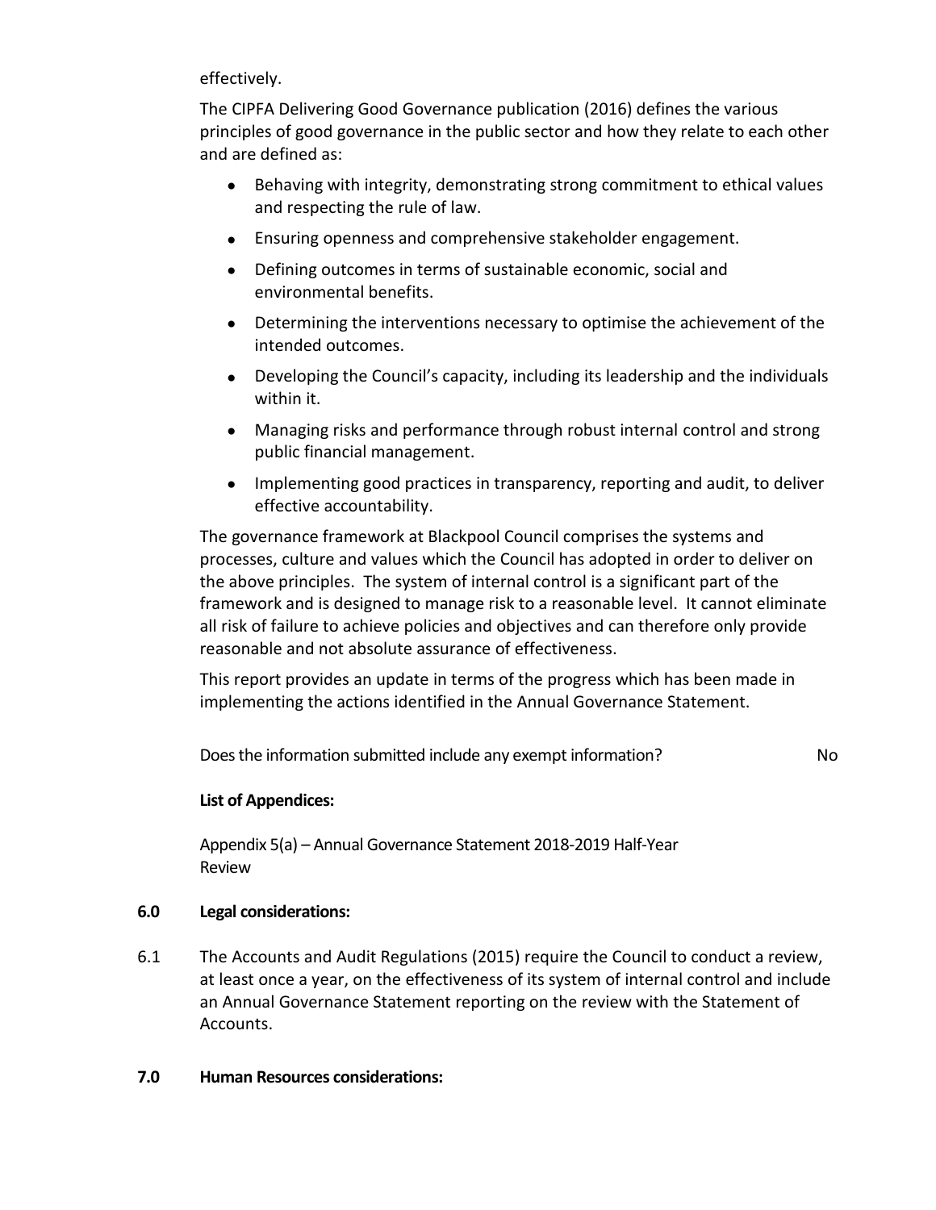effectively.

The CIPFA Delivering Good Governance publication (2016) defines the various principles of good governance in the public sector and how they relate to each other and are defined as:

- Behaving with integrity, demonstrating strong commitment to ethical values and respecting the rule of law.
- Ensuring openness and comprehensive stakeholder engagement.
- Defining outcomes in terms of sustainable economic, social and environmental benefits.
- Determining the interventions necessary to optimise the achievement of the intended outcomes.
- Developing the Council's capacity, including its leadership and the individuals within it.
- Managing risks and performance through robust internal control and strong public financial management.
- Implementing good practices in transparency, reporting and audit, to deliver effective accountability.

The governance framework at Blackpool Council comprises the systems and processes, culture and values which the Council has adopted in order to deliver on the above principles. The system of internal control is a significant part of the framework and is designed to manage risk to a reasonable level. It cannot eliminate all risk of failure to achieve policies and objectives and can therefore only provide reasonable and not absolute assurance of effectiveness.

This report provides an update in terms of the progress which has been made in implementing the actions identified in the Annual Governance Statement.

Does the information submitted include any exempt information? No

**List of Appendices:**

Appendix 5(a) – Annual Governance Statement 2018-2019 Half-Year Review

## 6.0 Legal considerations:

6.1 The Accounts and Audit Regulations (2015) require the Council to conduct a review, at least once a year, on the effectiveness of its system of internal control and include an Annual Governance Statement reporting on the review with the Statement of Accounts.

## 7.0 Human Resources considerations: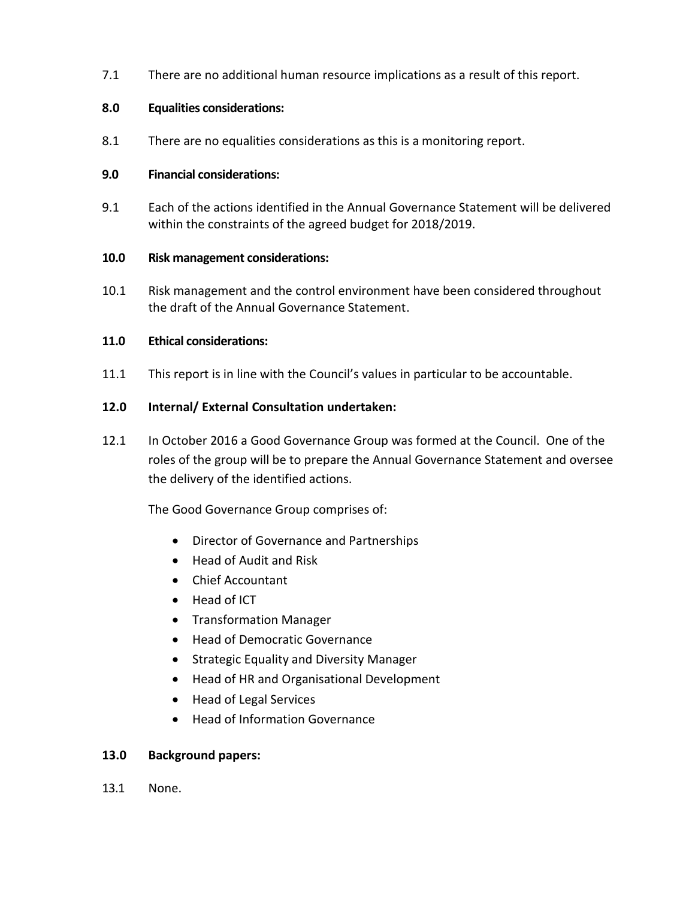7.1 There are no additional human resource implications as a result of this report.

**8.0 Equalities considerations:**

8.1 There are no equalities considerations as this is a monitoring report.

**9.0 Financial considerations:**

9.1 Each of the actions identified in the Annual Governance Statement will be delivered within the constraints of the agreed budget for 2018/2019.

**10.0 Risk management considerations:**

10.1 Risk management and the control environment have been considered throughout the draft of the Annual Governance Statement.

**11.0 Ethical considerations:**

11.1 This report is in line with the Council's values in particular to be accountable.

**12.0 Internal/ External Consultation undertaken:**

12.1 In October 2016 a Good Governance Group was formed at the Council. One of the roles of the group will be to prepare the Annual Governance Statement and oversee the delivery of the identified actions.

The Good Governance Group comprises of:

- Director of Governance and Partnerships
- Head of Audit and Risk
- Chief Accountant
- Head of ICT
- Transformation Manager
- Head of Democratic Governance
- Strategic Equality and Diversity Manager
- Head of HR and Organisational Development
- Head of Legal Services
- Head of Information Governance

**13.0 Background papers:**

13.1 None.